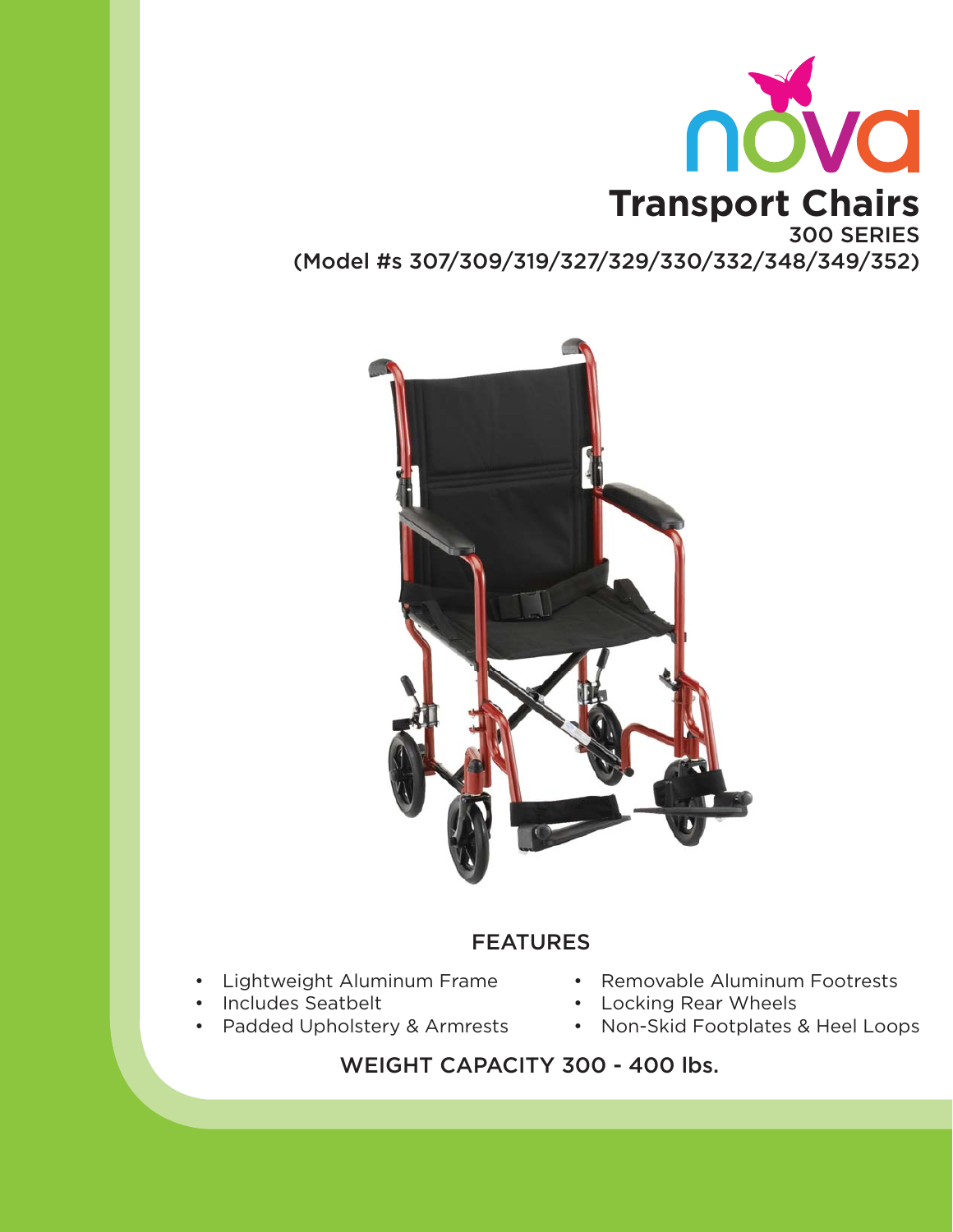nova

# Transport Chairs

300 SERIES

(Model #s 307/309/319/327/329/330/332/348/349/352)

## FEATURES

- Lightweight Aluminum Frame
- Includes Seatbelt
- Padded Upholstery & Armrests
- Removable Aluminum Footrests
- Locking Rear Wheels
- Non-Skid Footplates & Heel Loops

WEIGHT CAPACITY 300 - 400 lbs.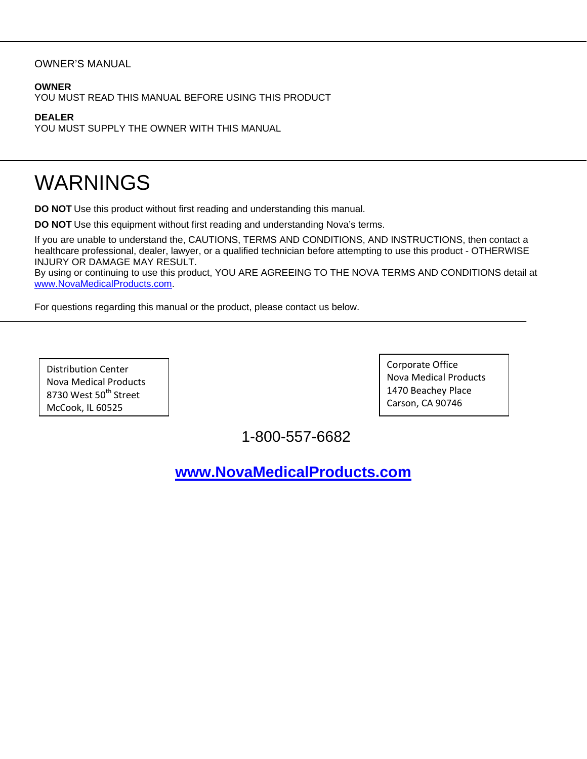OWNER'S MANUAL

**OWNER**
YOU MUST READ THIS MANUAL BEFORE USING THIS PRODUCT

**DEALER**
YOU MUST SUPPLY THE OWNER WITH THIS MANUAL

# WARNINGS

**DO NOT** Use this product without first reading and understanding this manual.

**DO NOT** Use this equipment without first reading and understanding Nova's terms.

If you are unable to understand the, CAUTIONS, TERMS AND CONDITIONS, AND INSTRUCTIONS, then contact a healthcare professional, dealer, lawyer, or a qualified technician before attempting to use this product - OTHERWISE INJURY OR DAMAGE MAY RESULT.
By using or continuing to use this product, YOU ARE AGREEING TO THE NOVA TERMS AND CONDITIONS detail at www.NovaMedicalProducts.com.

For questions regarding this manual or the product, please contact us below.

---

Distribution Center
Nova Medical Products
8730 West 50th Street
McCook, IL 60525

Corporate Office
Nova Medical Products
1470 Beachey Place
Carson, CA 90746

1-800-557-6682

**www.NovaMedicalProducts.com**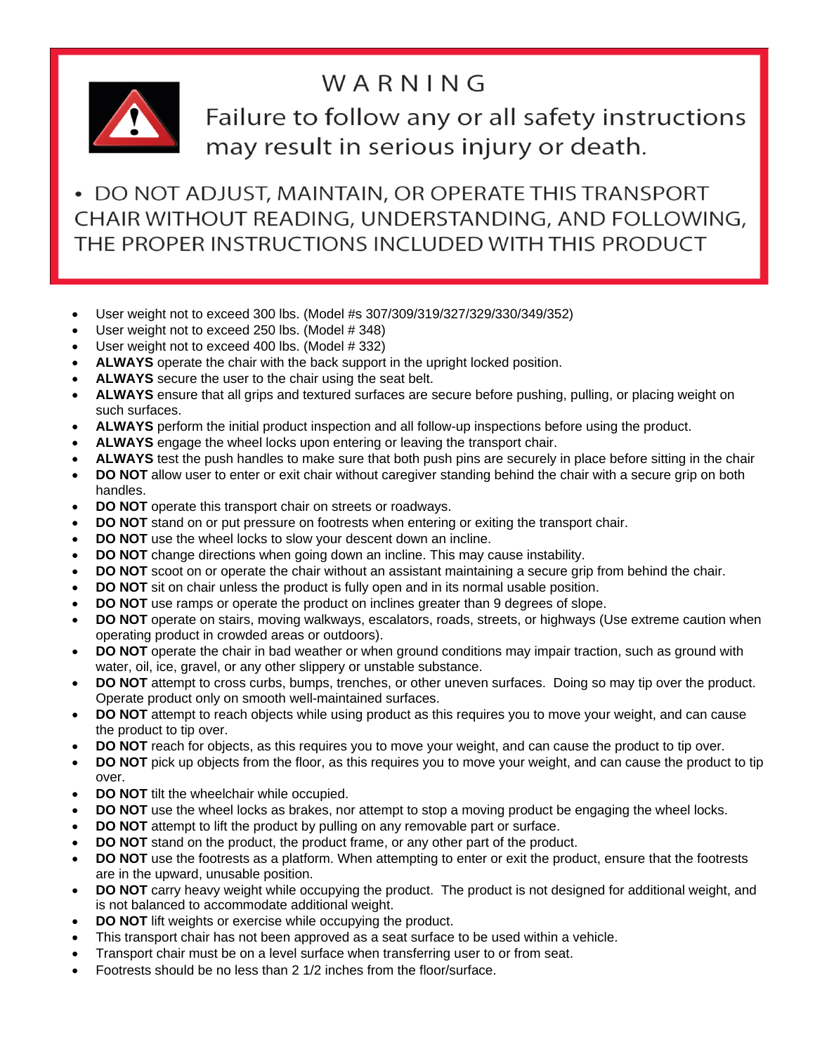# WARNING

Failure to follow any or all safety instructions may result in serious injury or death.

- DO NOT ADJUST, MAINTAIN, OR OPERATE THIS TRANSPORT CHAIR WITHOUT READING, UNDERSTANDING, AND FOLLOWING, THE PROPER INSTRUCTIONS INCLUDED WITH THIS PRODUCT

- User weight not to exceed 300 lbs. (Model #s 307/309/319/327/329/330/349/352)
- User weight not to exceed 250 lbs. (Model # 348)
- User weight not to exceed 400 lbs. (Model # 332)
- **ALWAYS** operate the chair with the back support in the upright locked position.
- **ALWAYS** secure the user to the chair using the seat belt.
- **ALWAYS** ensure that all grips and textured surfaces are secure before pushing, pulling, or placing weight on such surfaces.
- **ALWAYS** perform the initial product inspection and all follow-up inspections before using the product.
- **ALWAYS** engage the wheel locks upon entering or leaving the transport chair.
- **ALWAYS** test the push handles to make sure that both push pins are securely in place before sitting in the chair
- **DO NOT** allow user to enter or exit chair without caregiver standing behind the chair with a secure grip on both handles.
- **DO NOT** operate this transport chair on streets or roadways.
- **DO NOT** stand on or put pressure on footrests when entering or exiting the transport chair.
- **DO NOT** use the wheel locks to slow your descent down an incline.
- **DO NOT** change directions when going down an incline. This may cause instability.
- **DO NOT** scoot on or operate the chair without an assistant maintaining a secure grip from behind the chair.
- **DO NOT** sit on chair unless the product is fully open and in its normal usable position.
- **DO NOT** use ramps or operate the product on inclines greater than 9 degrees of slope.
- **DO NOT** operate on stairs, moving walkways, escalators, roads, streets, or highways (Use extreme caution when operating product in crowded areas or outdoors).
- **DO NOT** operate the chair in bad weather or when ground conditions may impair traction, such as ground with water, oil, ice, gravel, or any other slippery or unstable substance.
- **DO NOT** attempt to cross curbs, bumps, trenches, or other uneven surfaces. Doing so may tip over the product. Operate product only on smooth well-maintained surfaces.
- **DO NOT** attempt to reach objects while using product as this requires you to move your weight, and can cause the product to tip over.
- **DO NOT** reach for objects, as this requires you to move your weight, and can cause the product to tip over.
- **DO NOT** pick up objects from the floor, as this requires you to move your weight, and can cause the product to tip over.
- **DO NOT** tilt the wheelchair while occupied.
- **DO NOT** use the wheel locks as brakes, nor attempt to stop a moving product be engaging the wheel locks.
- **DO NOT** attempt to lift the product by pulling on any removable part or surface.
- **DO NOT** stand on the product, the product frame, or any other part of the product.
- **DO NOT** use the footrests as a platform. When attempting to enter or exit the product, ensure that the footrests are in the upward, unusable position.
- **DO NOT** carry heavy weight while occupying the product. The product is not designed for additional weight, and is not balanced to accommodate additional weight.
- **DO NOT** lift weights or exercise while occupying the product.
- This transport chair has not been approved as a seat surface to be used within a vehicle.
- Transport chair must be on a level surface when transferring user to or from seat.
- Footrests should be no less than 2 1/2 inches from the floor/surface.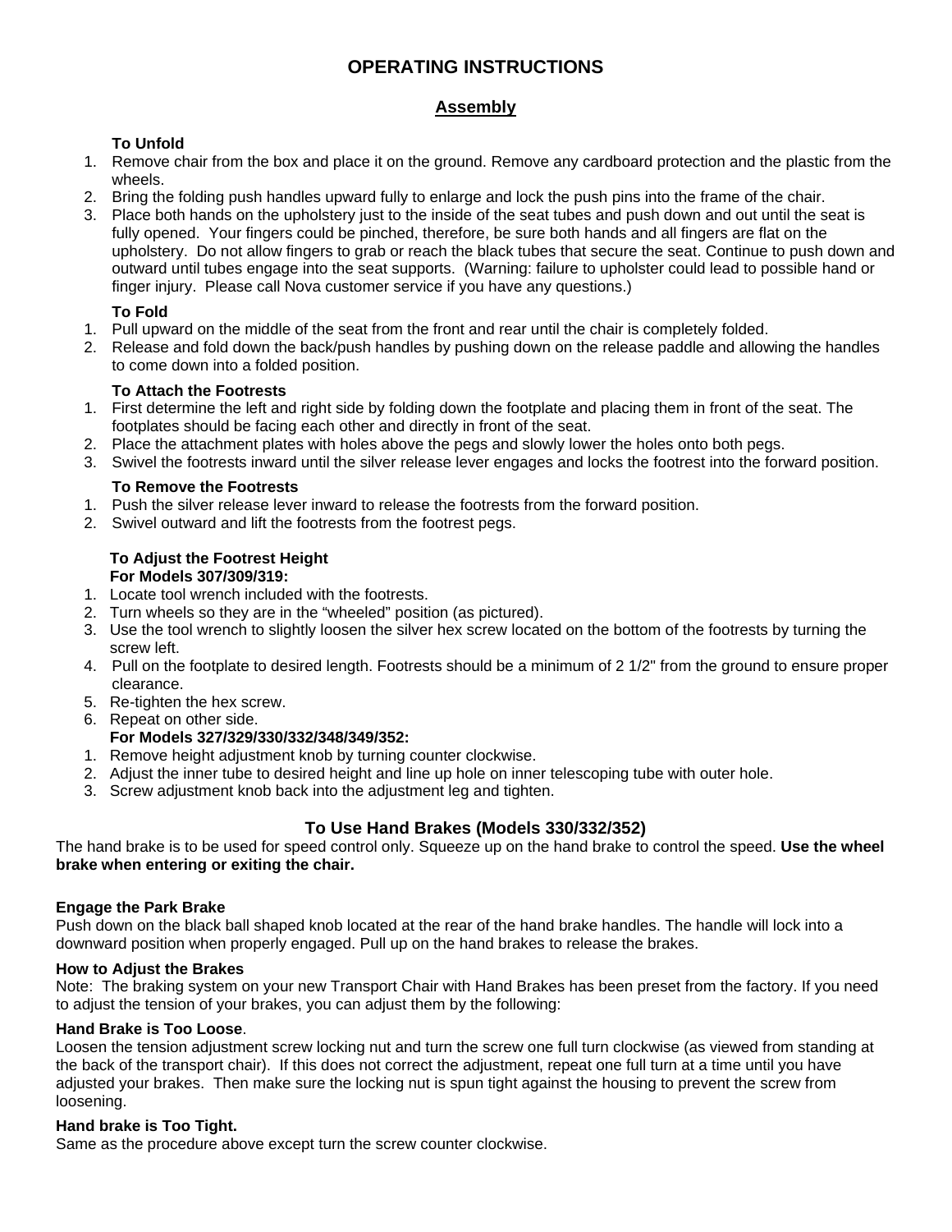# OPERATING INSTRUCTIONS

## Assembly

**To Unfold**

1. Remove chair from the box and place it on the ground. Remove any cardboard protection and the plastic from the wheels.
2. Bring the folding push handles upward fully to enlarge and lock the push pins into the frame of the chair.
3. Place both hands on the upholstery just to the inside of the seat tubes and push down and out until the seat is fully opened. Your fingers could be pinched, therefore, be sure both hands and all fingers are flat on the upholstery. Do not allow fingers to grab or reach the black tubes that secure the seat. Continue to push down and outward until tubes engage into the seat supports. (Warning: failure to upholster could lead to possible hand or finger injury. Please call Nova customer service if you have any questions.)

**To Fold**

1. Pull upward on the middle of the seat from the front and rear until the chair is completely folded.
2. Release and fold down the back/push handles by pushing down on the release paddle and allowing the handles to come down into a folded position.

**To Attach the Footrests**

1. First determine the left and right side by folding down the footplate and placing them in front of the seat. The footplates should be facing each other and directly in front of the seat.
2. Place the attachment plates with holes above the pegs and slowly lower the holes onto both pegs.
3. Swivel the footrests inward until the silver release lever engages and locks the footrest into the forward position.

**To Remove the Footrests**

1. Push the silver release lever inward to release the footrests from the forward position.
2. Swivel outward and lift the footrests from the footrest pegs.

**To Adjust the Footrest Height**
**For Models 307/309/319:**

1. Locate tool wrench included with the footrests.
2. Turn wheels so they are in the "wheeled" position (as pictured).
3. Use the tool wrench to slightly loosen the silver hex screw located on the bottom of the footrests by turning the screw left.
4. Pull on the footplate to desired length. Footrests should be a minimum of 2 1/2" from the ground to ensure proper clearance.
5. Re-tighten the hex screw.
6. Repeat on other side.

**For Models 327/329/330/332/348/349/352:**

1. Remove height adjustment knob by turning counter clockwise.
2. Adjust the inner tube to desired height and line up hole on inner telescoping tube with outer hole.
3. Screw adjustment knob back into the adjustment leg and tighten.

## To Use Hand Brakes (Models 330/332/352)

The hand brake is to be used for speed control only. Squeeze up on the hand brake to control the speed. **Use the wheel brake when entering or exiting the chair.**

**Engage the Park Brake**

Push down on the black ball shaped knob located at the rear of the hand brake handles. The handle will lock into a downward position when properly engaged. Pull up on the hand brakes to release the brakes.

**How to Adjust the Brakes**

Note: The braking system on your new Transport Chair with Hand Brakes has been preset from the factory. If you need to adjust the tension of your brakes, you can adjust them by the following:

**Hand Brake is Too Loose**.

Loosen the tension adjustment screw locking nut and turn the screw one full turn clockwise (as viewed from standing at the back of the transport chair). If this does not correct the adjustment, repeat one full turn at a time until you have adjusted your brakes. Then make sure the locking nut is spun tight against the housing to prevent the screw from loosening.

**Hand brake is Too Tight.**

Same as the procedure above except turn the screw counter clockwise.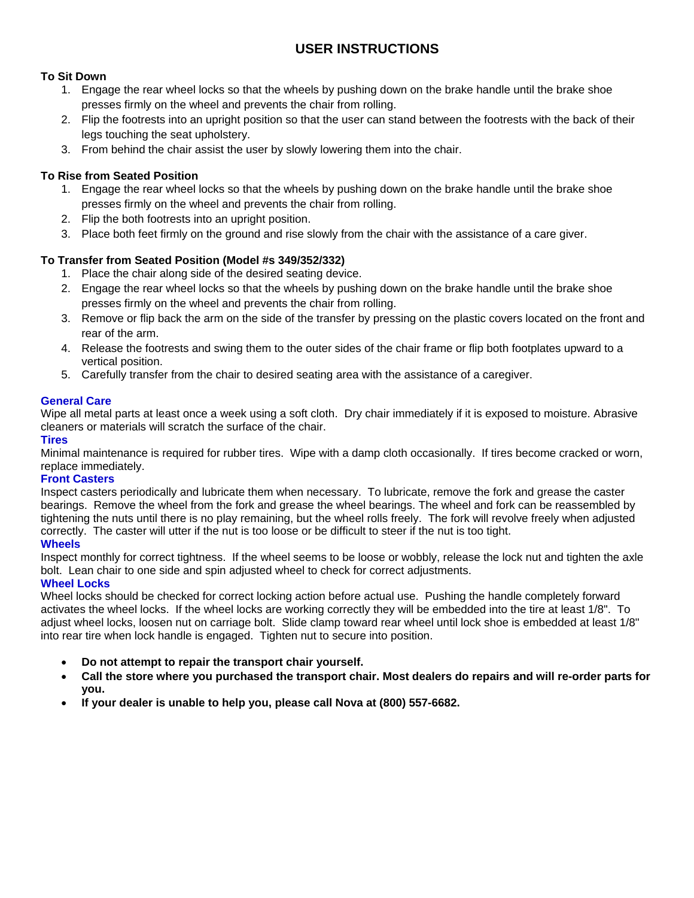# USER INSTRUCTIONS

**To Sit Down**

1. Engage the rear wheel locks so that the wheels by pushing down on the brake handle until the brake shoe presses firmly on the wheel and prevents the chair from rolling.
2. Flip the footrests into an upright position so that the user can stand between the footrests with the back of their legs touching the seat upholstery.
3. From behind the chair assist the user by slowly lowering them into the chair.

**To Rise from Seated Position**

1. Engage the rear wheel locks so that the wheels by pushing down on the brake handle until the brake shoe presses firmly on the wheel and prevents the chair from rolling.
2. Flip the both footrests into an upright position.
3. Place both feet firmly on the ground and rise slowly from the chair with the assistance of a care giver.

**To Transfer from Seated Position (Model #s 349/352/332)**

1. Place the chair along side of the desired seating device.
2. Engage the rear wheel locks so that the wheels by pushing down on the brake handle until the brake shoe presses firmly on the wheel and prevents the chair from rolling.
3. Remove or flip back the arm on the side of the transfer by pressing on the plastic covers located on the front and rear of the arm.
4. Release the footrests and swing them to the outer sides of the chair frame or flip both footplates upward to a vertical position.
5. Carefully transfer from the chair to desired seating area with the assistance of a caregiver.

**General Care**

Wipe all metal parts at least once a week using a soft cloth. Dry chair immediately if it is exposed to moisture. Abrasive cleaners or materials will scratch the surface of the chair.

**Tires**

Minimal maintenance is required for rubber tires. Wipe with a damp cloth occasionally. If tires become cracked or worn, replace immediately.

**Front Casters**

Inspect casters periodically and lubricate them when necessary. To lubricate, remove the fork and grease the caster bearings. Remove the wheel from the fork and grease the wheel bearings. The wheel and fork can be reassembled by tightening the nuts until there is no play remaining, but the wheel rolls freely. The fork will revolve freely when adjusted correctly. The caster will utter if the nut is too loose or be difficult to steer if the nut is too tight.

**Wheels**

Inspect monthly for correct tightness. If the wheel seems to be loose or wobbly, release the lock nut and tighten the axle bolt. Lean chair to one side and spin adjusted wheel to check for correct adjustments.

**Wheel Locks**

Wheel locks should be checked for correct locking action before actual use. Pushing the handle completely forward activates the wheel locks. If the wheel locks are working correctly they will be embedded into the tire at least 1/8". To adjust wheel locks, loosen nut on carriage bolt. Slide clamp toward rear wheel until lock shoe is embedded at least 1/8" into rear tire when lock handle is engaged. Tighten nut to secure into position.

- **Do not attempt to repair the transport chair yourself.**
- **Call the store where you purchased the transport chair. Most dealers do repairs and will re-order parts for you.**
- **If your dealer is unable to help you, please call Nova at (800) 557-6682.**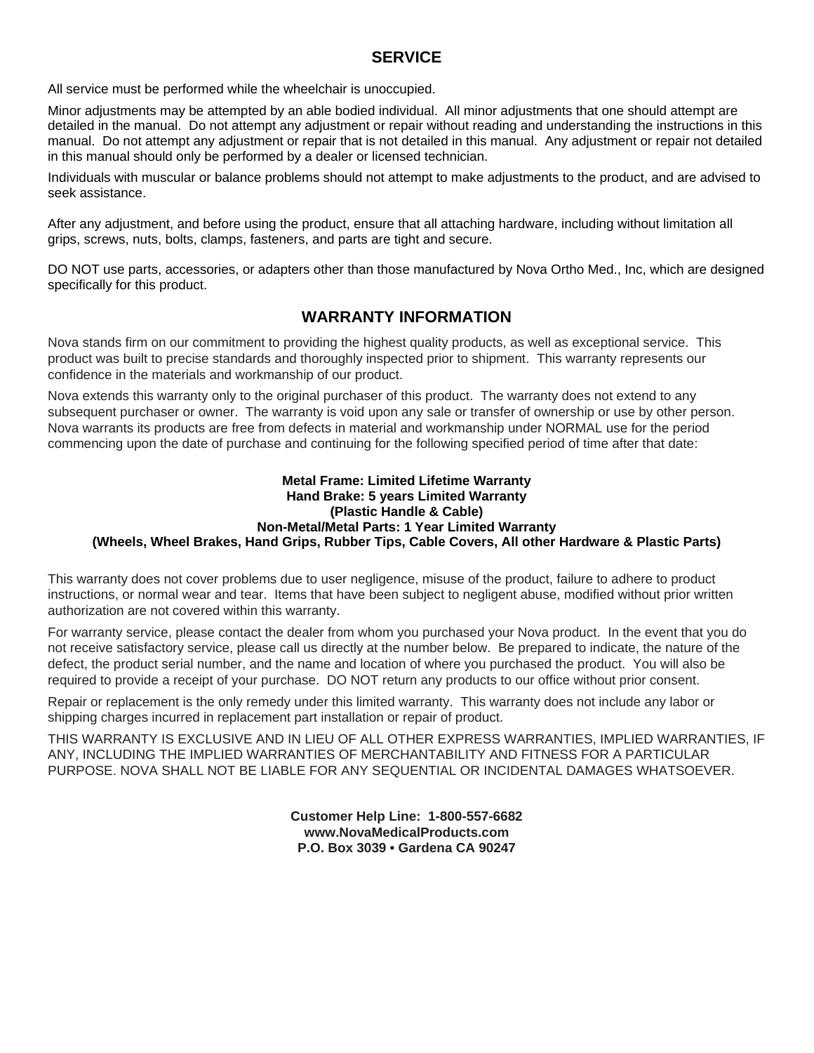## SERVICE

All service must be performed while the wheelchair is unoccupied.

Minor adjustments may be attempted by an able bodied individual. All minor adjustments that one should attempt are detailed in the manual. Do not attempt any adjustment or repair without reading and understanding the instructions in this manual. Do not attempt any adjustment or repair that is not detailed in this manual. Any adjustment or repair not detailed in this manual should only be performed by a dealer or licensed technician.

Individuals with muscular or balance problems should not attempt to make adjustments to the product, and are advised to seek assistance.

After any adjustment, and before using the product, ensure that all attaching hardware, including without limitation all grips, screws, nuts, bolts, clamps, fasteners, and parts are tight and secure.

DO NOT use parts, accessories, or adapters other than those manufactured by Nova Ortho Med., Inc, which are designed specifically for this product.

## WARRANTY INFORMATION

Nova stands firm on our commitment to providing the highest quality products, as well as exceptional service. This product was built to precise standards and thoroughly inspected prior to shipment. This warranty represents our confidence in the materials and workmanship of our product.

Nova extends this warranty only to the original purchaser of this product. The warranty does not extend to any subsequent purchaser or owner. The warranty is void upon any sale or transfer of ownership or use by other person. Nova warrants its products are free from defects in material and workmanship under NORMAL use for the period commencing upon the date of purchase and continuing for the following specified period of time after that date:

**Metal Frame: Limited Lifetime Warranty**
**Hand Brake: 5 years Limited Warranty**
**(Plastic Handle & Cable)**
**Non-Metal/Metal Parts: 1 Year Limited Warranty**
**(Wheels, Wheel Brakes, Hand Grips, Rubber Tips, Cable Covers, All other Hardware & Plastic Parts)**

This warranty does not cover problems due to user negligence, misuse of the product, failure to adhere to product instructions, or normal wear and tear. Items that have been subject to negligent abuse, modified without prior written authorization are not covered within this warranty.

For warranty service, please contact the dealer from whom you purchased your Nova product. In the event that you do not receive satisfactory service, please call us directly at the number below. Be prepared to indicate, the nature of the defect, the product serial number, and the name and location of where you purchased the product. You will also be required to provide a receipt of your purchase. DO NOT return any products to our office without prior consent.

Repair or replacement is the only remedy under this limited warranty. This warranty does not include any labor or shipping charges incurred in replacement part installation or repair of product.

THIS WARRANTY IS EXCLUSIVE AND IN LIEU OF ALL OTHER EXPRESS WARRANTIES, IMPLIED WARRANTIES, IF ANY, INCLUDING THE IMPLIED WARRANTIES OF MERCHANTABILITY AND FITNESS FOR A PARTICULAR PURPOSE. NOVA SHALL NOT BE LIABLE FOR ANY SEQUENTIAL OR INCIDENTAL DAMAGES WHATSOEVER.

**Customer Help Line: 1-800-557-6682**
**www.NovaMedicalProducts.com**
**P.O. Box 3039 • Gardena CA 90247**